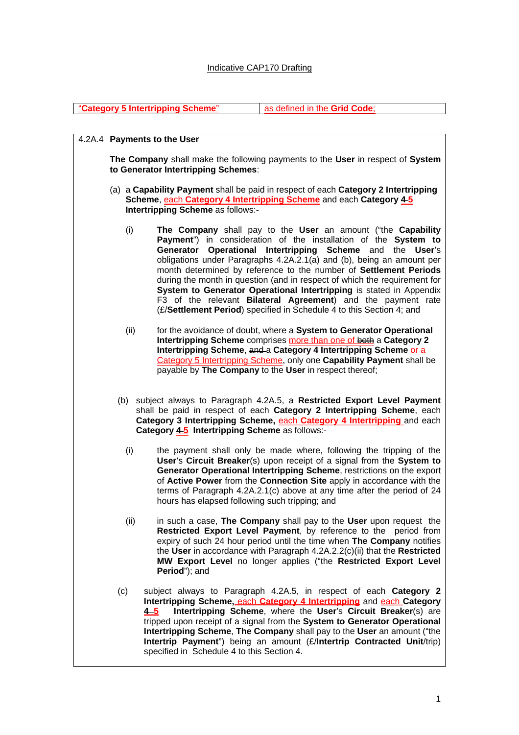Indicative CAP170 Drafting

| "**Category 5 Intertripping Scheme**" | as defined in the **Grid Code**; |
| --- | --- |

4.2A.4 **Payments to the User**

**The Company** shall make the following payments to the **User** in respect of **System to Generator Intertripping Schemes**:

(a) a **Capability Payment** shall be paid in respect of each **Category 2 Intertripping Scheme**, each **Category 4 Intertripping Scheme** and each **Category** ~~4~~ **5 Intertripping Scheme** as follows:-

(i) **The Company** shall pay to the **User** an amount ("the **Capability Payment**") in consideration of the installation of the **System to Generator Operational Intertripping Scheme** and the **User**'s obligations under Paragraphs 4.2A.2.1(a) and (b), being an amount per month determined by reference to the number of **Settlement Periods** during the month in question (and in respect of which the requirement for **System to Generator Operational Intertripping** is stated in Appendix F3 of the relevant **Bilateral Agreement**) and the payment rate (£/**Settlement Period**) specified in Schedule 4 to this Section 4; and

(ii) for the avoidance of doubt, where a **System to Generator Operational Intertripping Scheme** comprises more than one of ~~both~~ a **Category 2 Intertripping Scheme**, ~~and~~ a **Category 4 Intertripping Scheme** or a **Category 5 Intertripping Scheme**, only one **Capability Payment** shall be payable by **The Company** to the **User** in respect thereof;

(b) subject always to Paragraph 4.2A.5, a **Restricted Export Level Payment** shall be paid in respect of each **Category 2 Intertripping Scheme**, each **Category 3 Intertripping Scheme,** each **Category 4 Intertripping** and each **Category** ~~4~~ **5 Intertripping Scheme** as follows:-

(i) the payment shall only be made where, following the tripping of the **User**'s **Circuit Breaker**(s) upon receipt of a signal from the **System to Generator Operational Intertripping Scheme**, restrictions on the export of **Active Power** from the **Connection Site** apply in accordance with the terms of Paragraph 4.2A.2.1(c) above at any time after the period of 24 hours has elapsed following such tripping; and

(ii) in such a case, **The Company** shall pay to the **User** upon request the **Restricted Export Level Payment**, by reference to the period from expiry of such 24 hour period until the time when **The Company** notifies the **User** in accordance with Paragraph 4.2A.2.2(c)(ii) that the **Restricted MW Export Level** no longer applies ("the **Restricted Export Level Period**"); and

(c) subject always to Paragraph 4.2A.5, in respect of each **Category 2 Intertripping Scheme,** each **Category 4 Intertripping** and each **Category** ~~4~~ **5 Intertripping Scheme**, where the **User**'s **Circuit Breaker**(s) are tripped upon receipt of a signal from the **System to Generator Operational Intertripping Scheme**, **The Company** shall pay to the **User** an amount ("the **Intertrip Payment**") being an amount (£/**Intertrip Contracted Unit**/trip) specified in Schedule 4 to this Section 4.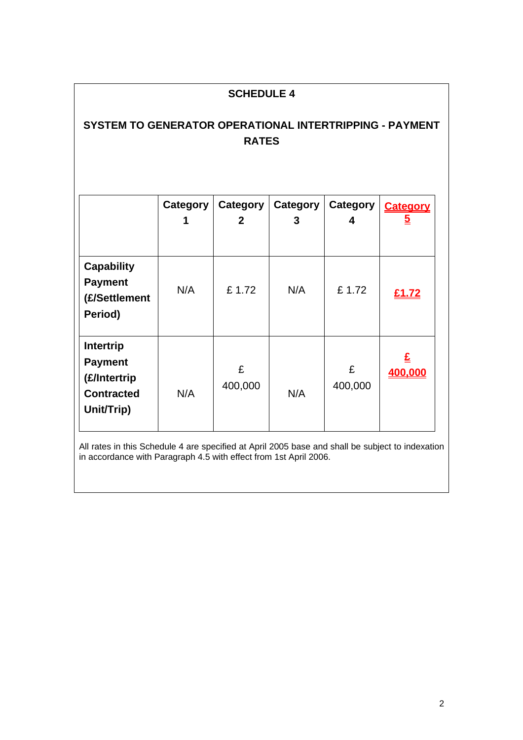## SCHEDULE 4

## SYSTEM TO GENERATOR OPERATIONAL INTERTRIPPING - PAYMENT RATES

| | Category 1 | Category 2 | Category 3 | Category 4 | Category 5 |
|---|---|---|---|---|---|
| **Capability Payment (£/Settlement Period)** | N/A | £ 1.72 | N/A | £ 1.72 | £1.72 |
| **Intertrip Payment (£/Intertrip Contracted Unit/Trip)** | N/A | £ 400,000 | N/A | £ 400,000 | £ 400,000 |

All rates in this Schedule 4 are specified at April 2005 base and shall be subject to indexation in accordance with Paragraph 4.5 with effect from 1st April 2006.